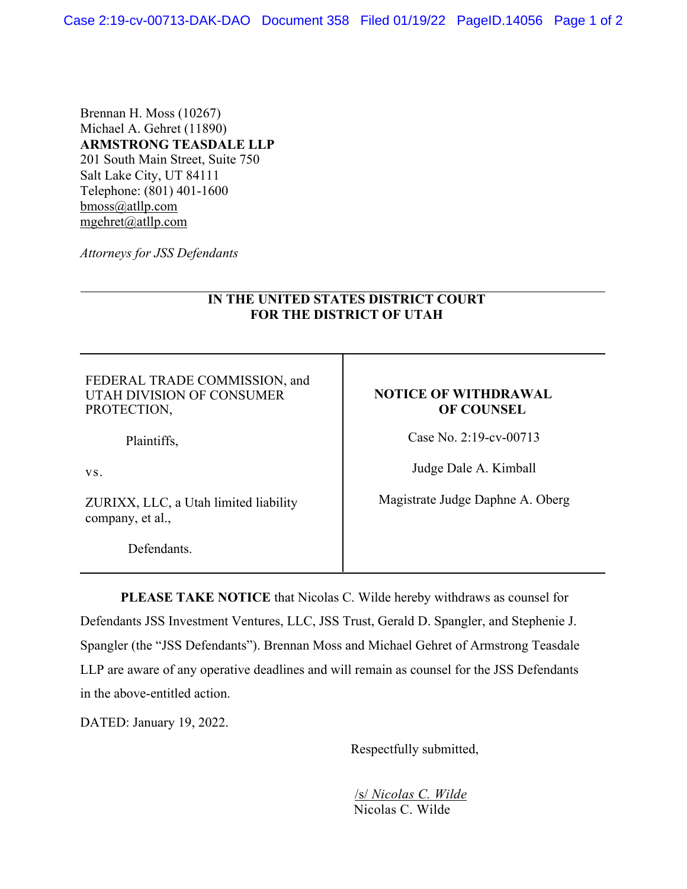Brennan H. Moss (10267)
Michael A. Gehret (11890)
**ARMSTRONG TEASDALE LLP**
201 South Main Street, Suite 750
Salt Lake City, UT 84111
Telephone: (801) 401-1600
bmoss@atllp.com
mgehret@atllp.com

*Attorneys for JSS Defendants*

**IN THE UNITED STATES DISTRICT COURT**
**FOR THE DISTRICT OF UTAH**

| | |
|---|---|
| FEDERAL TRADE COMMISSION, and UTAH DIVISION OF CONSUMER PROTECTION,<br><br>Plaintiffs,<br><br>vs.<br><br>ZURIXX, LLC, a Utah limited liability company, et al.,<br><br>Defendants. | **NOTICE OF WITHDRAWAL OF COUNSEL**<br><br>Case No. 2:19-cv-00713<br><br>Judge Dale A. Kimball<br><br>Magistrate Judge Daphne A. Oberg |

**PLEASE TAKE NOTICE** that Nicolas C. Wilde hereby withdraws as counsel for Defendants JSS Investment Ventures, LLC, JSS Trust, Gerald D. Spangler, and Stephenie J. Spangler (the "JSS Defendants"). Brennan Moss and Michael Gehret of Armstrong Teasdale LLP are aware of any operative deadlines and will remain as counsel for the JSS Defendants in the above-entitled action.

DATED: January 19, 2022.

Respectfully submitted,

/s/ *Nicolas C. Wilde*
Nicolas C. Wilde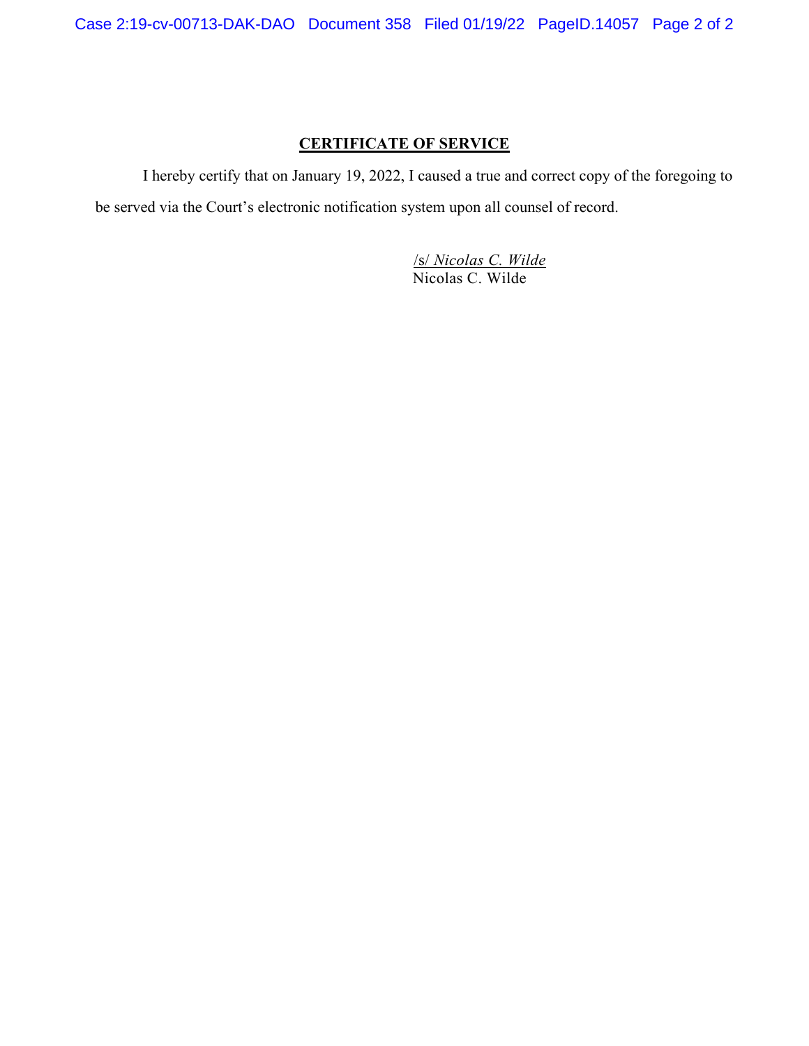**CERTIFICATE OF SERVICE**

I hereby certify that on January 19, 2022, I caused a true and correct copy of the foregoing to be served via the Court's electronic notification system upon all counsel of record.

/s/ *Nicolas C. Wilde*
Nicolas C. Wilde